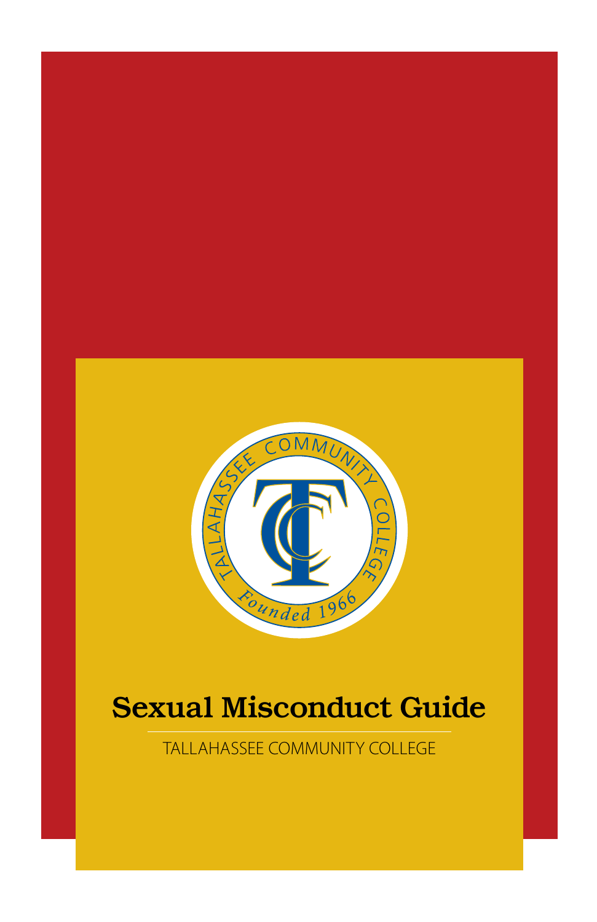# Sexual Misconduct Guide

TALLAHASSEE COMMUNITY COLLEGE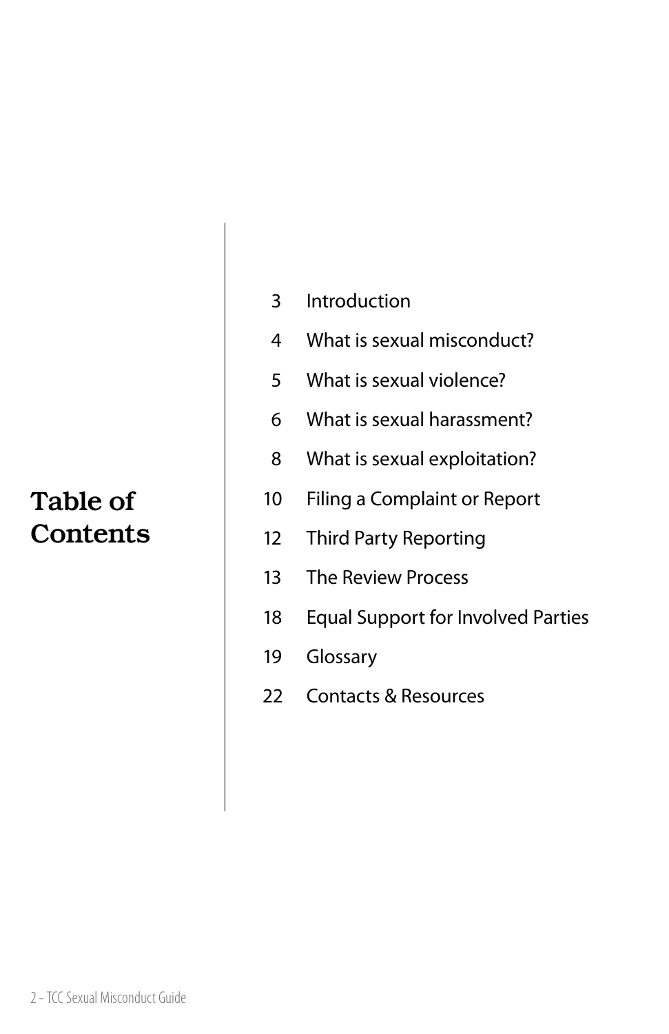# Table of Contents

| | |
|---|---|
| 3 | Introduction |
| 4 | What is sexual misconduct? |
| 5 | What is sexual violence? |
| 6 | What is sexual harassment? |
| 8 | What is sexual exploitation? |
| 10 | Filing a Complaint or Report |
| 12 | Third Party Reporting |
| 13 | The Review Process |
| 18 | Equal Support for Involved Parties |
| 19 | Glossary |
| 22 | Contacts & Resources |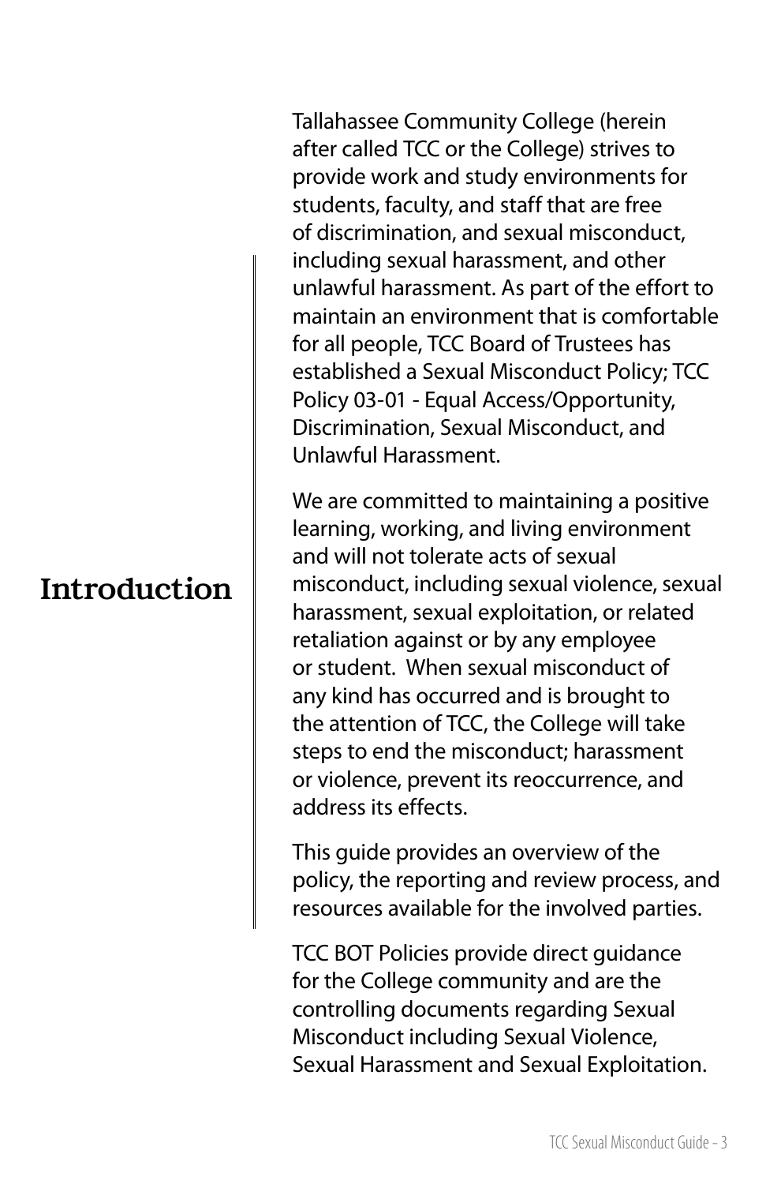# Introduction

Tallahassee Community College (herein after called TCC or the College) strives to provide work and study environments for students, faculty, and staff that are free of discrimination, and sexual misconduct, including sexual harassment, and other unlawful harassment. As part of the effort to maintain an environment that is comfortable for all people, TCC Board of Trustees has established a Sexual Misconduct Policy; TCC Policy 03-01 - Equal Access/Opportunity, Discrimination, Sexual Misconduct, and Unlawful Harassment.

We are committed to maintaining a positive learning, working, and living environment and will not tolerate acts of sexual misconduct, including sexual violence, sexual harassment, sexual exploitation, or related retaliation against or by any employee or student. When sexual misconduct of any kind has occurred and is brought to the attention of TCC, the College will take steps to end the misconduct; harassment or violence, prevent its reoccurrence, and address its effects.

This guide provides an overview of the policy, the reporting and review process, and resources available for the involved parties.

TCC BOT Policies provide direct guidance for the College community and are the controlling documents regarding Sexual Misconduct including Sexual Violence, Sexual Harassment and Sexual Exploitation.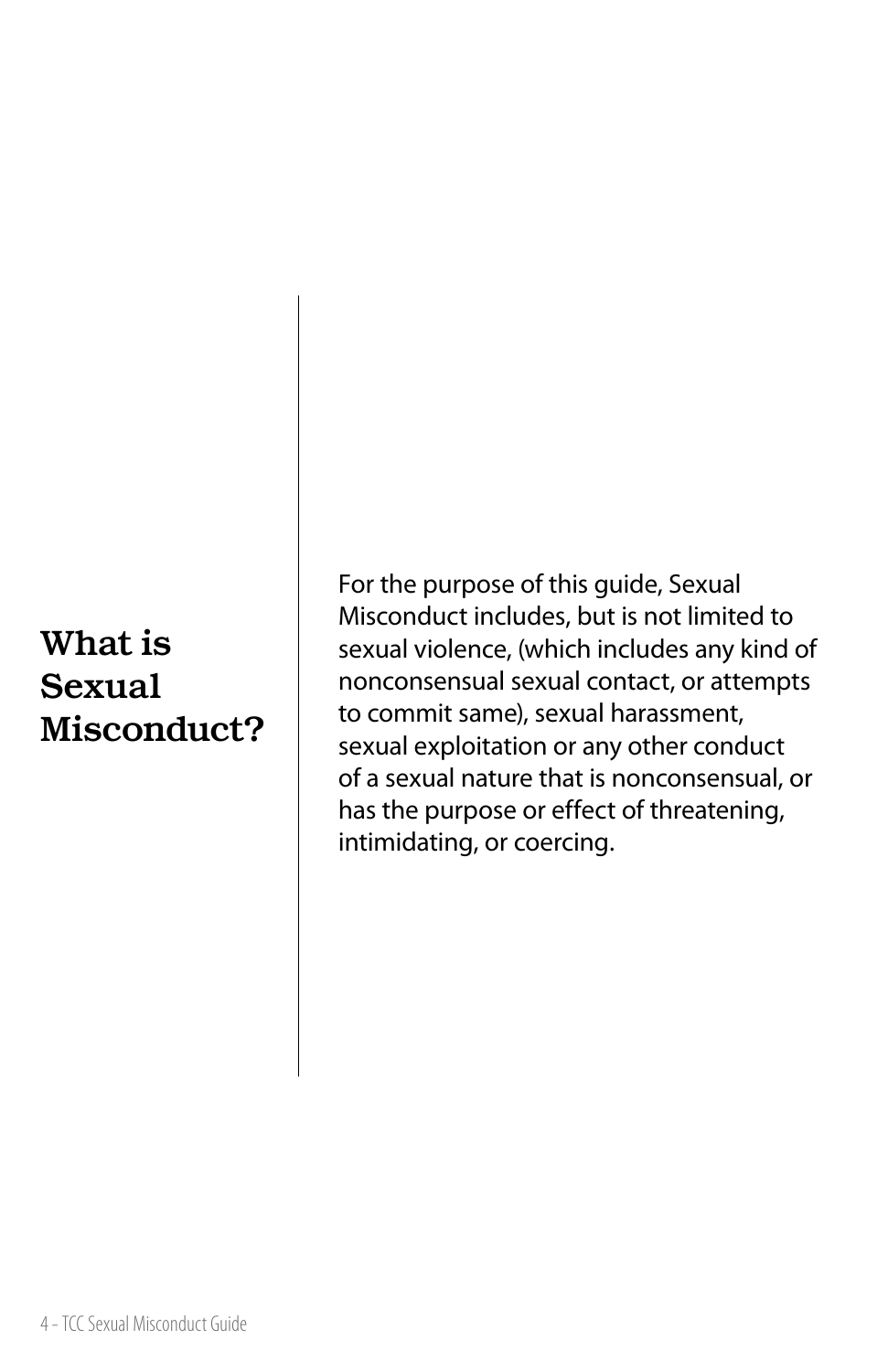## What is Sexual Misconduct?

For the purpose of this guide, Sexual Misconduct includes, but is not limited to sexual violence, (which includes any kind of nonconsensual sexual contact, or attempts to commit same), sexual harassment, sexual exploitation or any other conduct of a sexual nature that is nonconsensual, or has the purpose or effect of threatening, intimidating, or coercing.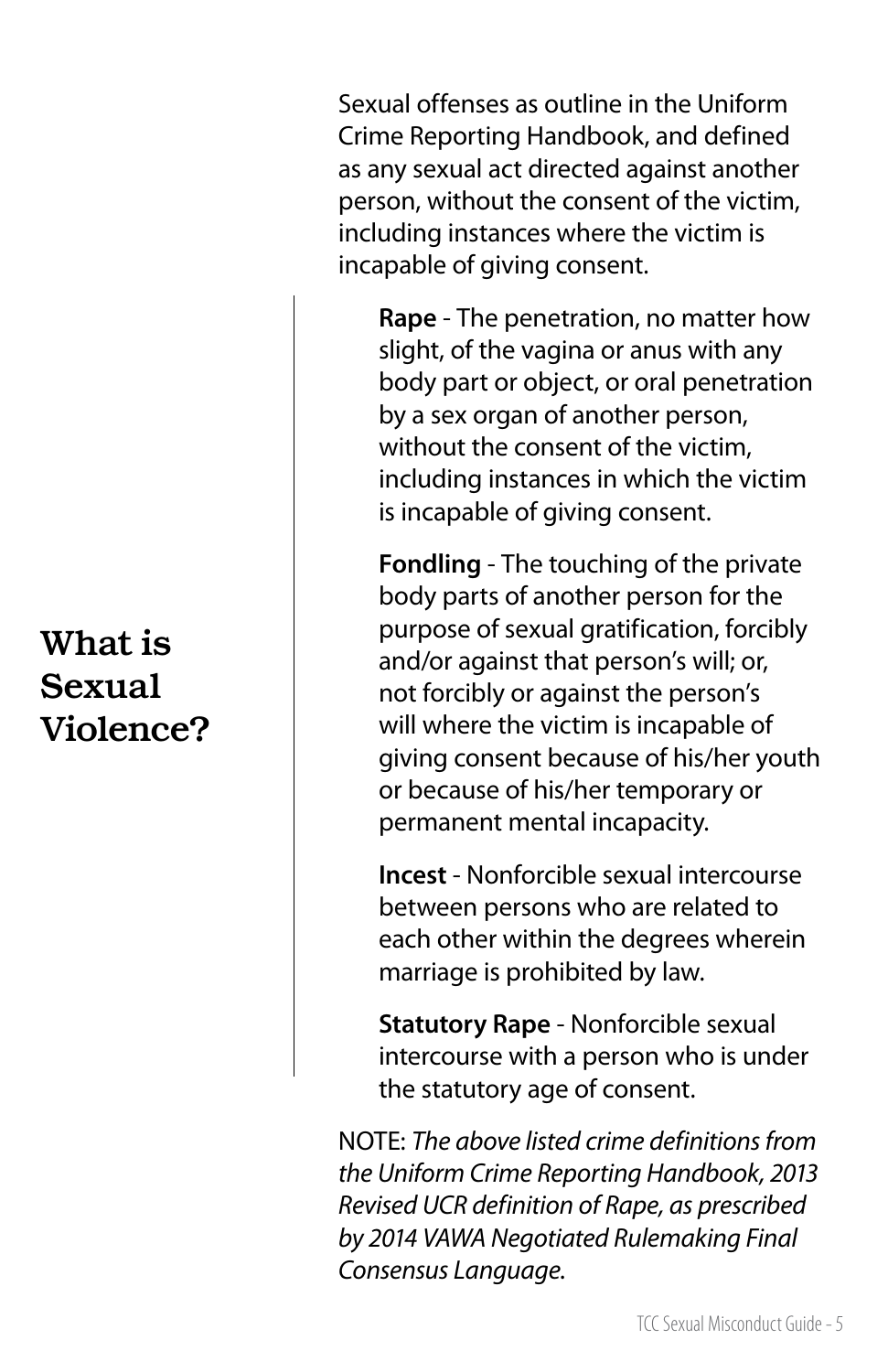## What is Sexual Violence?

Sexual offenses as outline in the Uniform Crime Reporting Handbook, and defined as any sexual act directed against another person, without the consent of the victim, including instances where the victim is incapable of giving consent.

**Rape** - The penetration, no matter how slight, of the vagina or anus with any body part or object, or oral penetration by a sex organ of another person, without the consent of the victim, including instances in which the victim is incapable of giving consent.

**Fondling** - The touching of the private body parts of another person for the purpose of sexual gratification, forcibly and/or against that person's will; or, not forcibly or against the person's will where the victim is incapable of giving consent because of his/her youth or because of his/her temporary or permanent mental incapacity.

**Incest** - Nonforcible sexual intercourse between persons who are related to each other within the degrees wherein marriage is prohibited by law.

**Statutory Rape** - Nonforcible sexual intercourse with a person who is under the statutory age of consent.

NOTE: *The above listed crime definitions from the Uniform Crime Reporting Handbook, 2013 Revised UCR definition of Rape, as prescribed by 2014 VAWA Negotiated Rulemaking Final Consensus Language.*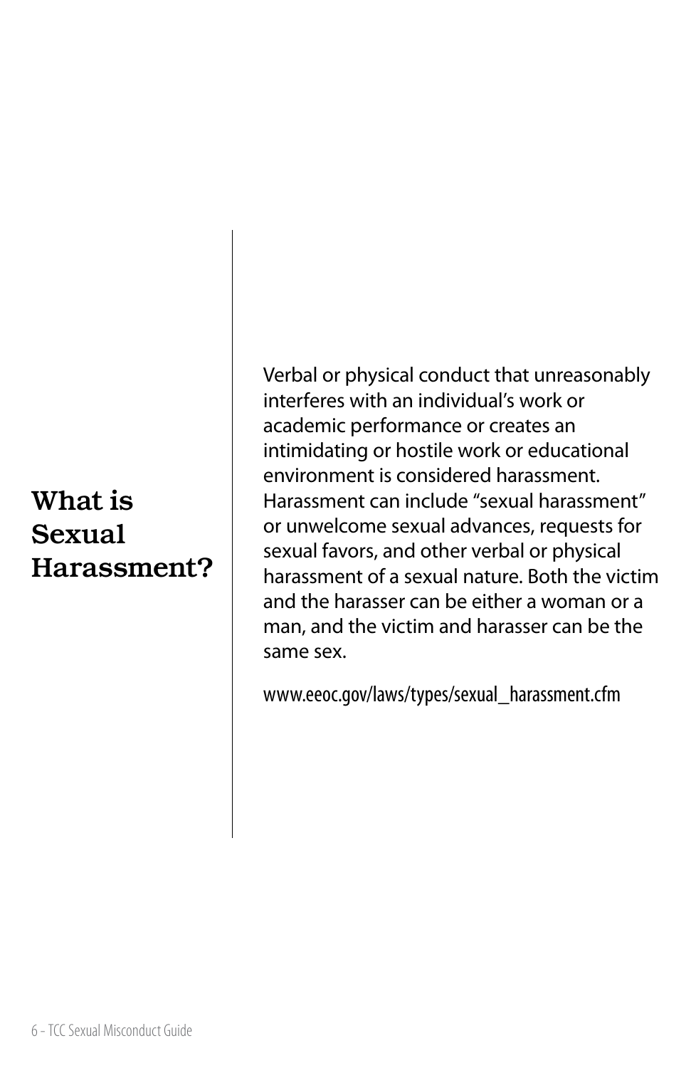## What is Sexual Harassment?

Verbal or physical conduct that unreasonably interferes with an individual's work or academic performance or creates an intimidating or hostile work or educational environment is considered harassment. Harassment can include "sexual harassment" or unwelcome sexual advances, requests for sexual favors, and other verbal or physical harassment of a sexual nature. Both the victim and the harasser can be either a woman or a man, and the victim and harasser can be the same sex.

www.eeoc.gov/laws/types/sexual_harassment.cfm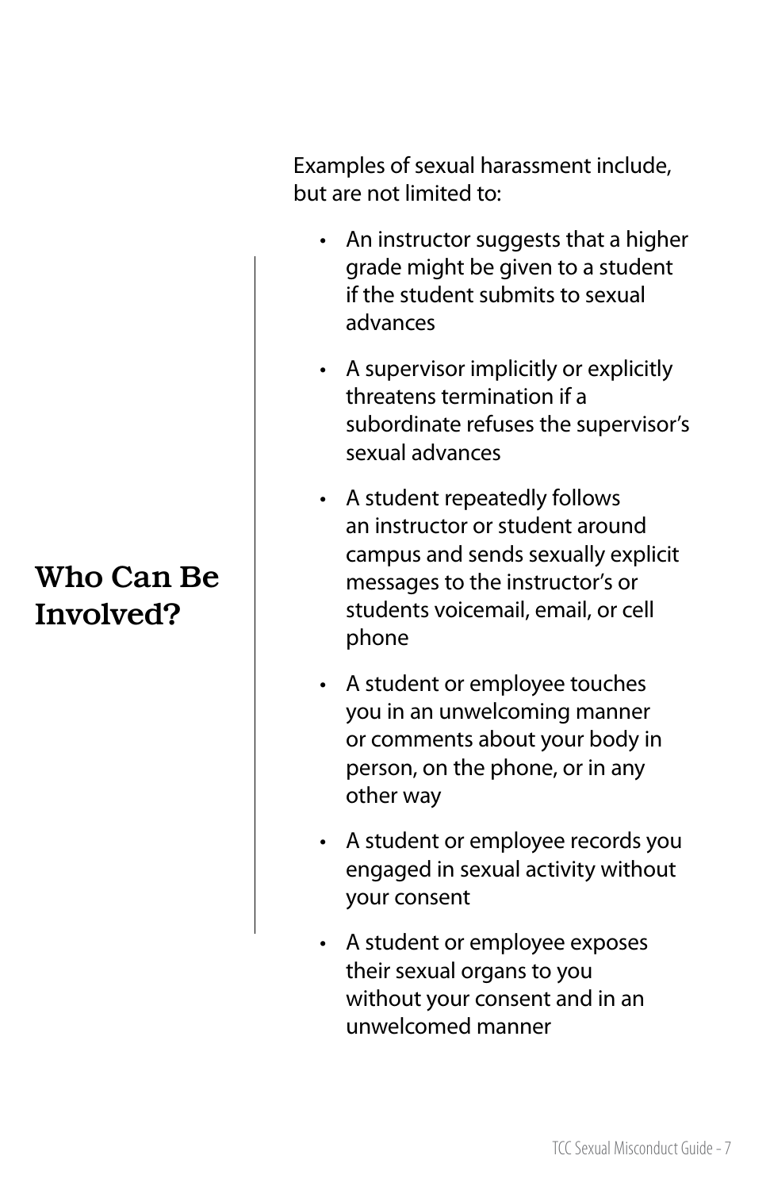## Who Can Be Involved?

Examples of sexual harassment include, but are not limited to:

- An instructor suggests that a higher grade might be given to a student if the student submits to sexual advances
- A supervisor implicitly or explicitly threatens termination if a subordinate refuses the supervisor's sexual advances
- A student repeatedly follows an instructor or student around campus and sends sexually explicit messages to the instructor's or students voicemail, email, or cell phone
- A student or employee touches you in an unwelcoming manner or comments about your body in person, on the phone, or in any other way
- A student or employee records you engaged in sexual activity without your consent
- A student or employee exposes their sexual organs to you without your consent and in an unwelcomed manner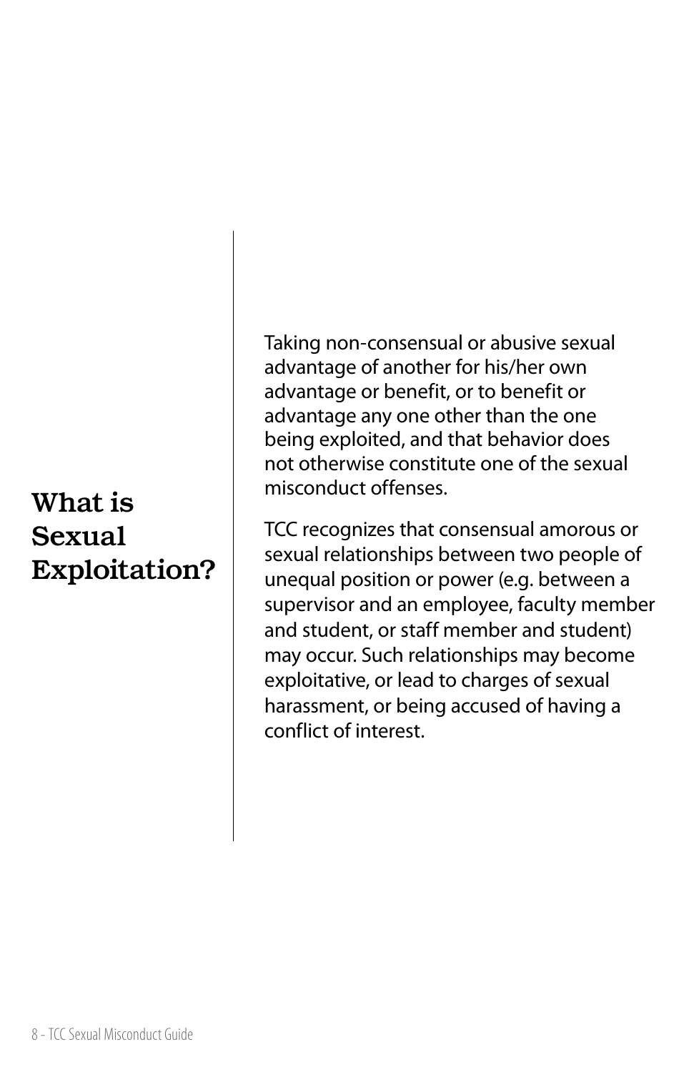# What is Sexual Exploitation?

Taking non-consensual or abusive sexual advantage of another for his/her own advantage or benefit, or to benefit or advantage any one other than the one being exploited, and that behavior does not otherwise constitute one of the sexual misconduct offenses.

TCC recognizes that consensual amorous or sexual relationships between two people of unequal position or power (e.g. between a supervisor and an employee, faculty member and student, or staff member and student) may occur. Such relationships may become exploitative, or lead to charges of sexual harassment, or being accused of having a conflict of interest.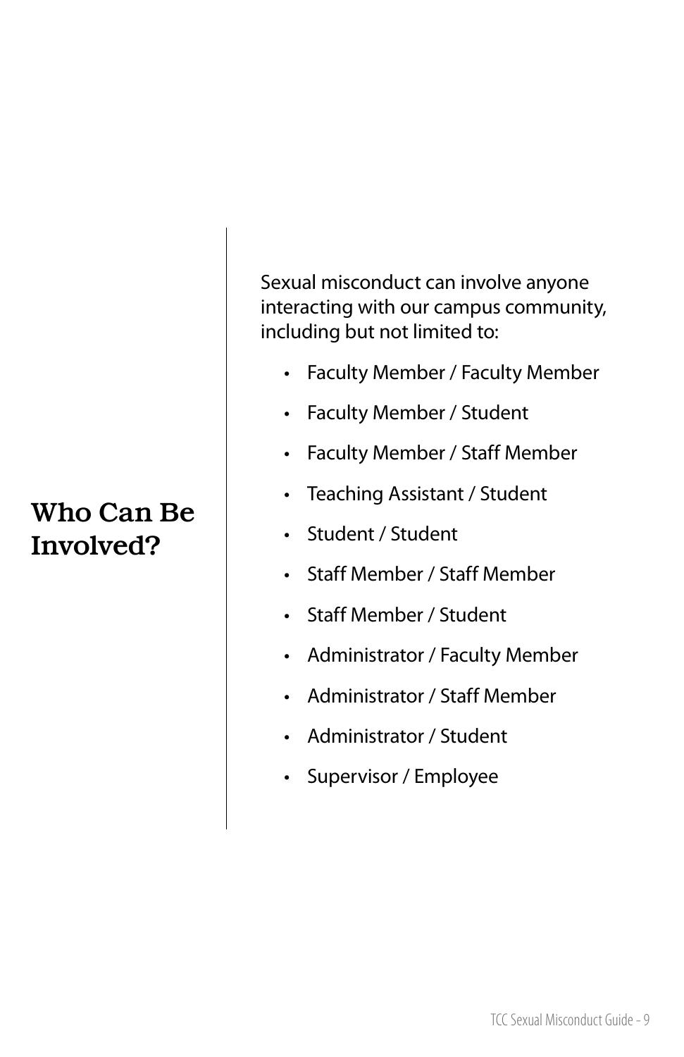## Who Can Be Involved?

Sexual misconduct can involve anyone interacting with our campus community, including but not limited to:

- Faculty Member / Faculty Member
- Faculty Member / Student
- Faculty Member / Staff Member
- Teaching Assistant / Student
- Student / Student
- Staff Member / Staff Member
- Staff Member / Student
- Administrator / Faculty Member
- Administrator / Staff Member
- Administrator / Student
- Supervisor / Employee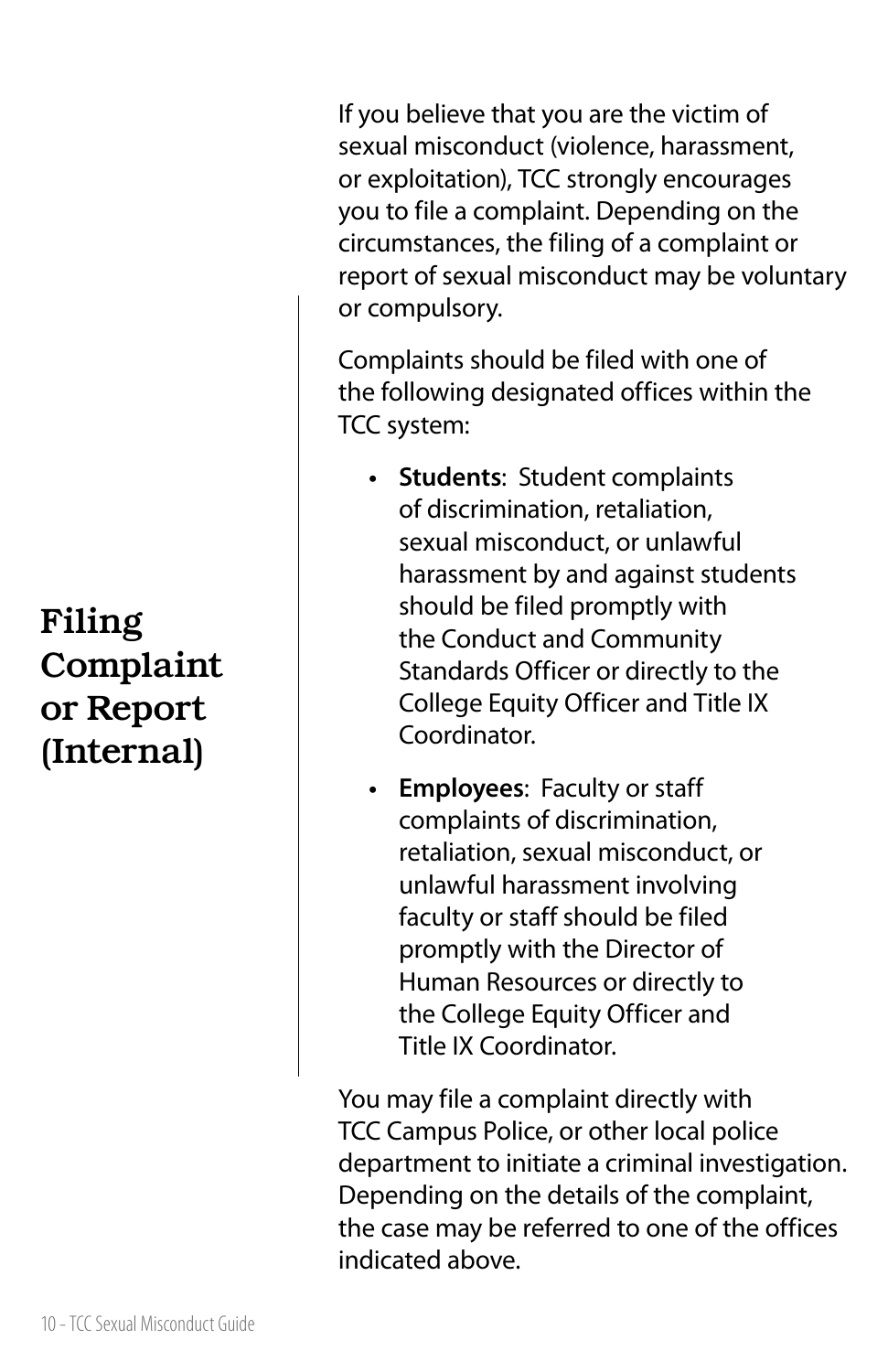## Filing Complaint or Report (Internal)

If you believe that you are the victim of sexual misconduct (violence, harassment, or exploitation), TCC strongly encourages you to file a complaint. Depending on the circumstances, the filing of a complaint or report of sexual misconduct may be voluntary or compulsory.

Complaints should be filed with one of the following designated offices within the TCC system:

- **Students**: Student complaints of discrimination, retaliation, sexual misconduct, or unlawful harassment by and against students should be filed promptly with the Conduct and Community Standards Officer or directly to the College Equity Officer and Title IX Coordinator.
- **Employees**: Faculty or staff complaints of discrimination, retaliation, sexual misconduct, or unlawful harassment involving faculty or staff should be filed promptly with the Director of Human Resources or directly to the College Equity Officer and Title IX Coordinator.

You may file a complaint directly with TCC Campus Police, or other local police department to initiate a criminal investigation. Depending on the details of the complaint, the case may be referred to one of the offices indicated above.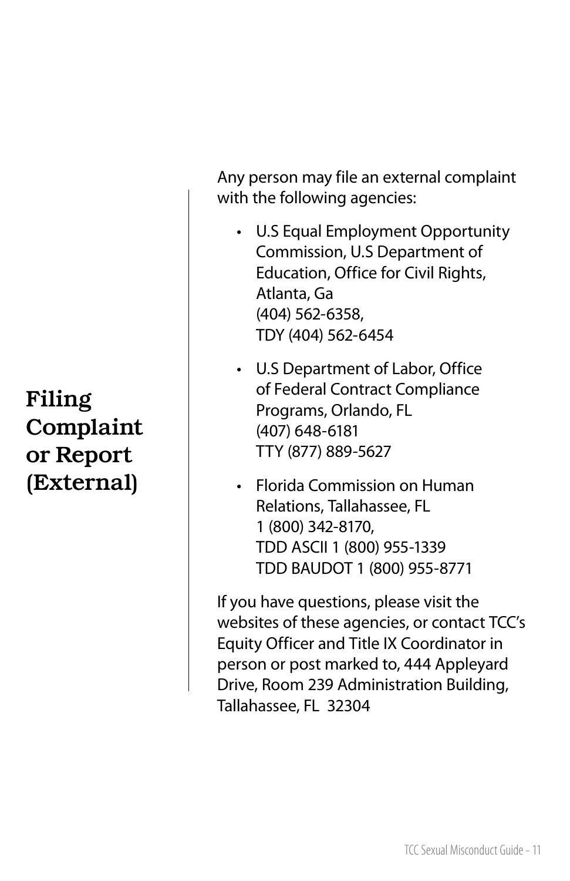# Filing Complaint or Report (External)

Any person may file an external complaint with the following agencies:

- U.S Equal Employment Opportunity Commission, U.S Department of Education, Office for Civil Rights, Atlanta, Ga
  (404) 562-6358,
  TDY (404) 562-6454
- U.S Department of Labor, Office of Federal Contract Compliance Programs, Orlando, FL
  (407) 648-6181
  TTY (877) 889-5627
- Florida Commission on Human Relations, Tallahassee, FL
  1 (800) 342-8170,
  TDD ASCII 1 (800) 955-1339
  TDD BAUDOT 1 (800) 955-8771

If you have questions, please visit the websites of these agencies, or contact TCC's Equity Officer and Title IX Coordinator in person or post marked to, 444 Appleyard Drive, Room 239 Administration Building, Tallahassee, FL 32304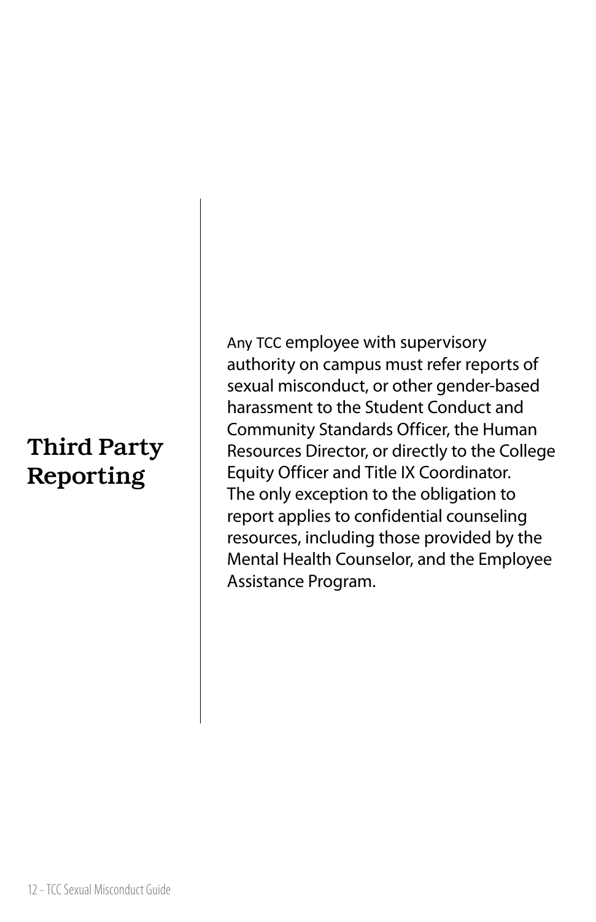## Third Party Reporting

Any TCC employee with supervisory authority on campus must refer reports of sexual misconduct, or other gender-based harassment to the Student Conduct and Community Standards Officer, the Human Resources Director, or directly to the College Equity Officer and Title IX Coordinator. The only exception to the obligation to report applies to confidential counseling resources, including those provided by the Mental Health Counselor, and the Employee Assistance Program.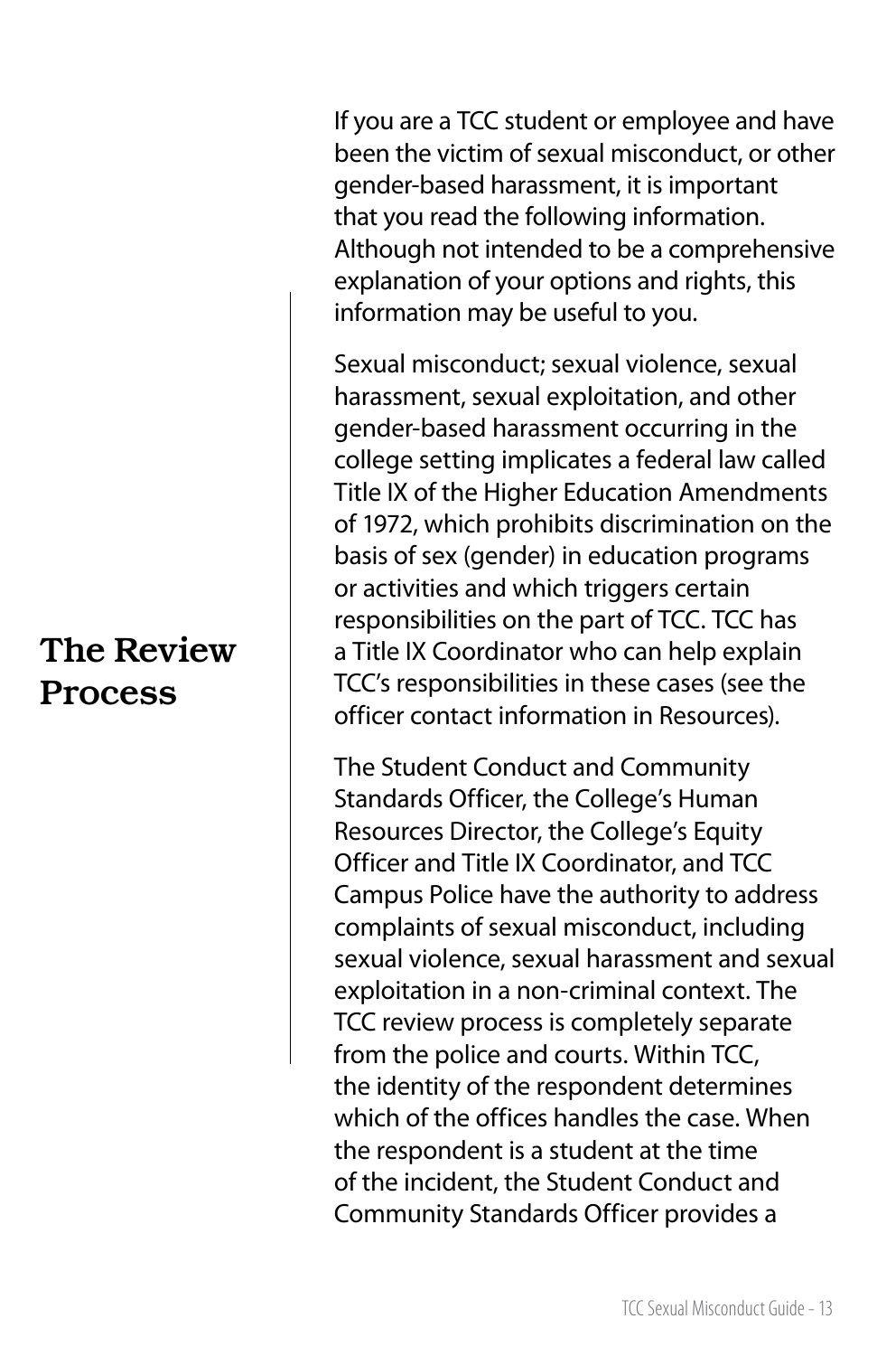## The Review Process

If you are a TCC student or employee and have been the victim of sexual misconduct, or other gender-based harassment, it is important that you read the following information. Although not intended to be a comprehensive explanation of your options and rights, this information may be useful to you.

Sexual misconduct; sexual violence, sexual harassment, sexual exploitation, and other gender-based harassment occurring in the college setting implicates a federal law called Title IX of the Higher Education Amendments of 1972, which prohibits discrimination on the basis of sex (gender) in education programs or activities and which triggers certain responsibilities on the part of TCC. TCC has a Title IX Coordinator who can help explain TCC's responsibilities in these cases (see the officer contact information in Resources).

The Student Conduct and Community Standards Officer, the College's Human Resources Director, the College's Equity Officer and Title IX Coordinator, and TCC Campus Police have the authority to address complaints of sexual misconduct, including sexual violence, sexual harassment and sexual exploitation in a non-criminal context. The TCC review process is completely separate from the police and courts. Within TCC, the identity of the respondent determines which of the offices handles the case. When the respondent is a student at the time of the incident, the Student Conduct and Community Standards Officer provides a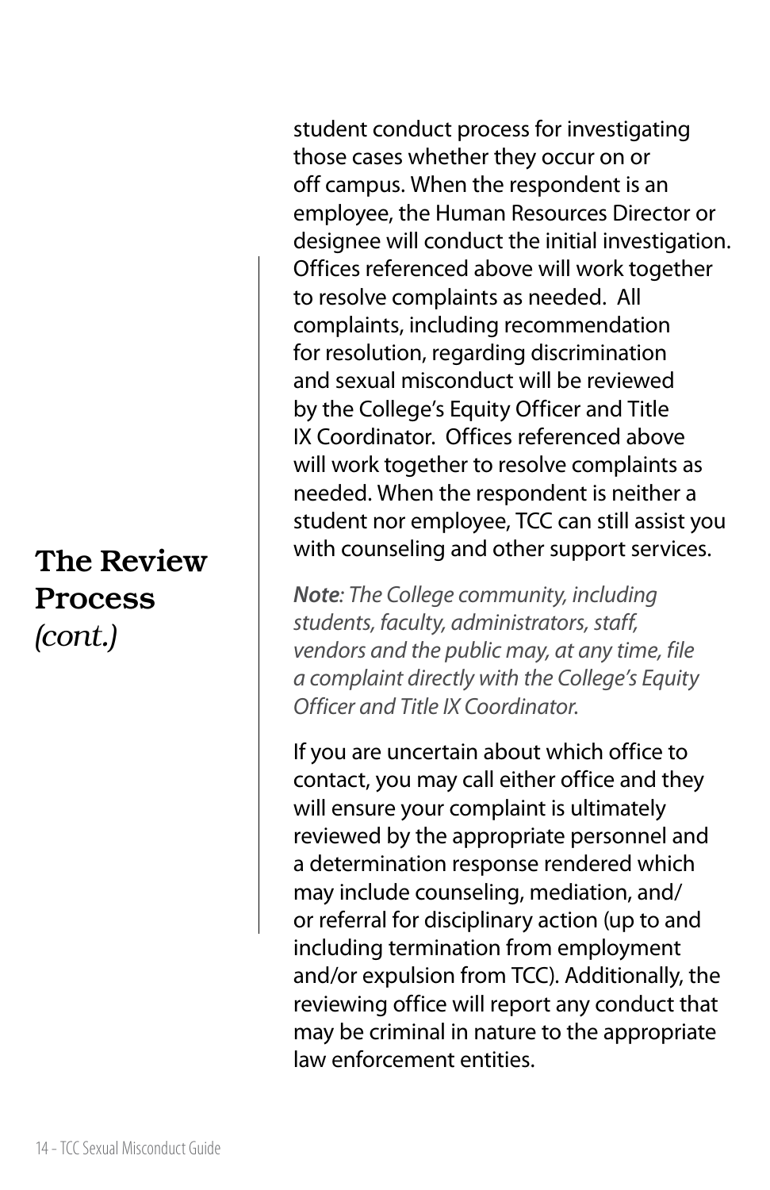## The Review Process *(cont.)*

student conduct process for investigating those cases whether they occur on or off campus. When the respondent is an employee, the Human Resources Director or designee will conduct the initial investigation. Offices referenced above will work together to resolve complaints as needed.  All complaints, including recommendation for resolution, regarding discrimination and sexual misconduct will be reviewed by the College's Equity Officer and Title IX Coordinator.  Offices referenced above will work together to resolve complaints as needed. When the respondent is neither a student nor employee, TCC can still assist you with counseling and other support services.

***Note****: The College community, including students, faculty, administrators, staff, vendors and the public may, at any time, file a complaint directly with the College's Equity Officer and Title IX Coordinator.*

If you are uncertain about which office to contact, you may call either office and they will ensure your complaint is ultimately reviewed by the appropriate personnel and a determination response rendered which may include counseling, mediation, and/or referral for disciplinary action (up to and including termination from employment and/or expulsion from TCC). Additionally, the reviewing office will report any conduct that may be criminal in nature to the appropriate law enforcement entities.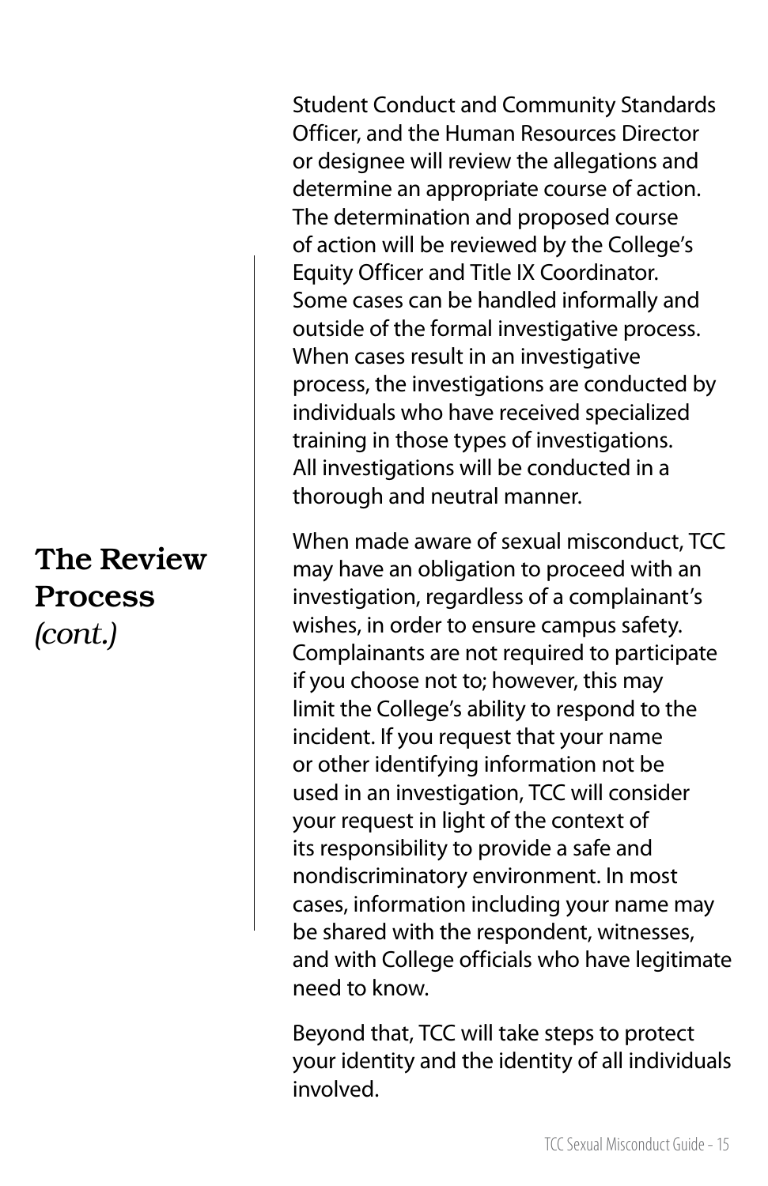## The Review Process *(cont.)*

Student Conduct and Community Standards Officer, and the Human Resources Director or designee will review the allegations and determine an appropriate course of action. The determination and proposed course of action will be reviewed by the College's Equity Officer and Title IX Coordinator. Some cases can be handled informally and outside of the formal investigative process. When cases result in an investigative process, the investigations are conducted by individuals who have received specialized training in those types of investigations. All investigations will be conducted in a thorough and neutral manner.

When made aware of sexual misconduct, TCC may have an obligation to proceed with an investigation, regardless of a complainant's wishes, in order to ensure campus safety. Complainants are not required to participate if you choose not to; however, this may limit the College's ability to respond to the incident. If you request that your name or other identifying information not be used in an investigation, TCC will consider your request in light of the context of its responsibility to provide a safe and nondiscriminatory environment. In most cases, information including your name may be shared with the respondent, witnesses, and with College officials who have legitimate need to know.

Beyond that, TCC will take steps to protect your identity and the identity of all individuals involved.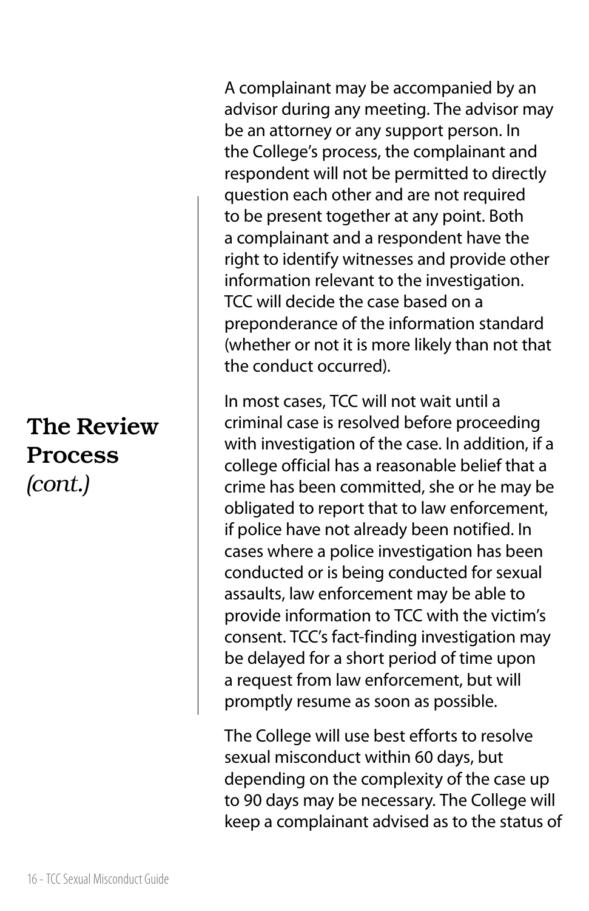## The Review Process *(cont.)*

A complainant may be accompanied by an advisor during any meeting. The advisor may be an attorney or any support person. In the College's process, the complainant and respondent will not be permitted to directly question each other and are not required to be present together at any point. Both a complainant and a respondent have the right to identify witnesses and provide other information relevant to the investigation. TCC will decide the case based on a preponderance of the information standard (whether or not it is more likely than not that the conduct occurred).

In most cases, TCC will not wait until a criminal case is resolved before proceeding with investigation of the case. In addition, if a college official has a reasonable belief that a crime has been committed, she or he may be obligated to report that to law enforcement, if police have not already been notified. In cases where a police investigation has been conducted or is being conducted for sexual assaults, law enforcement may be able to provide information to TCC with the victim's consent. TCC's fact-finding investigation may be delayed for a short period of time upon a request from law enforcement, but will promptly resume as soon as possible.

The College will use best efforts to resolve sexual misconduct within 60 days, but depending on the complexity of the case up to 90 days may be necessary. The College will keep a complainant advised as to the status of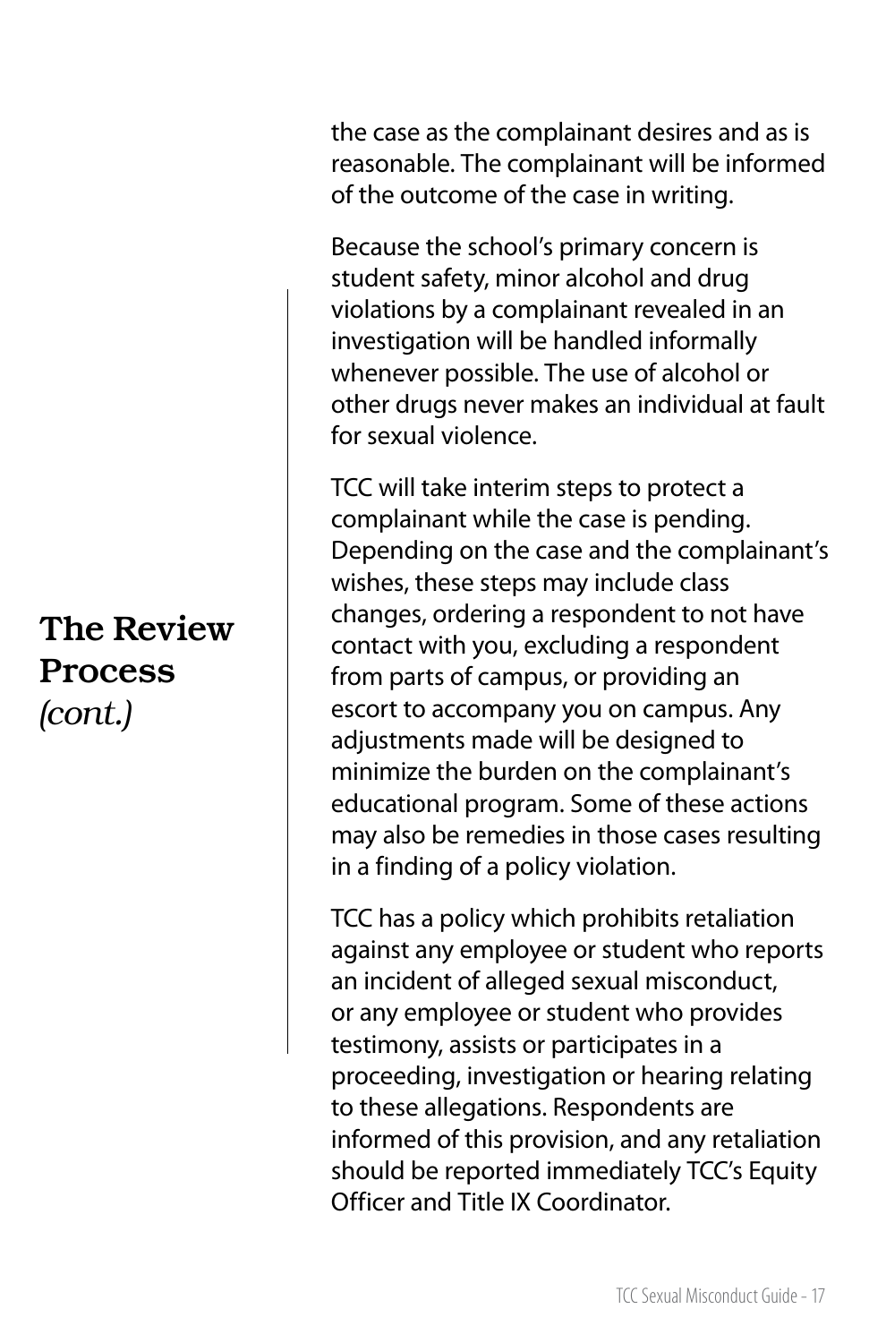## The Review Process *(cont.)*

the case as the complainant desires and as is reasonable. The complainant will be informed of the outcome of the case in writing.

Because the school's primary concern is student safety, minor alcohol and drug violations by a complainant revealed in an investigation will be handled informally whenever possible. The use of alcohol or other drugs never makes an individual at fault for sexual violence.

TCC will take interim steps to protect a complainant while the case is pending. Depending on the case and the complainant's wishes, these steps may include class changes, ordering a respondent to not have contact with you, excluding a respondent from parts of campus, or providing an escort to accompany you on campus. Any adjustments made will be designed to minimize the burden on the complainant's educational program. Some of these actions may also be remedies in those cases resulting in a finding of a policy violation.

TCC has a policy which prohibits retaliation against any employee or student who reports an incident of alleged sexual misconduct, or any employee or student who provides testimony, assists or participates in a proceeding, investigation or hearing relating to these allegations. Respondents are informed of this provision, and any retaliation should be reported immediately TCC's Equity Officer and Title IX Coordinator.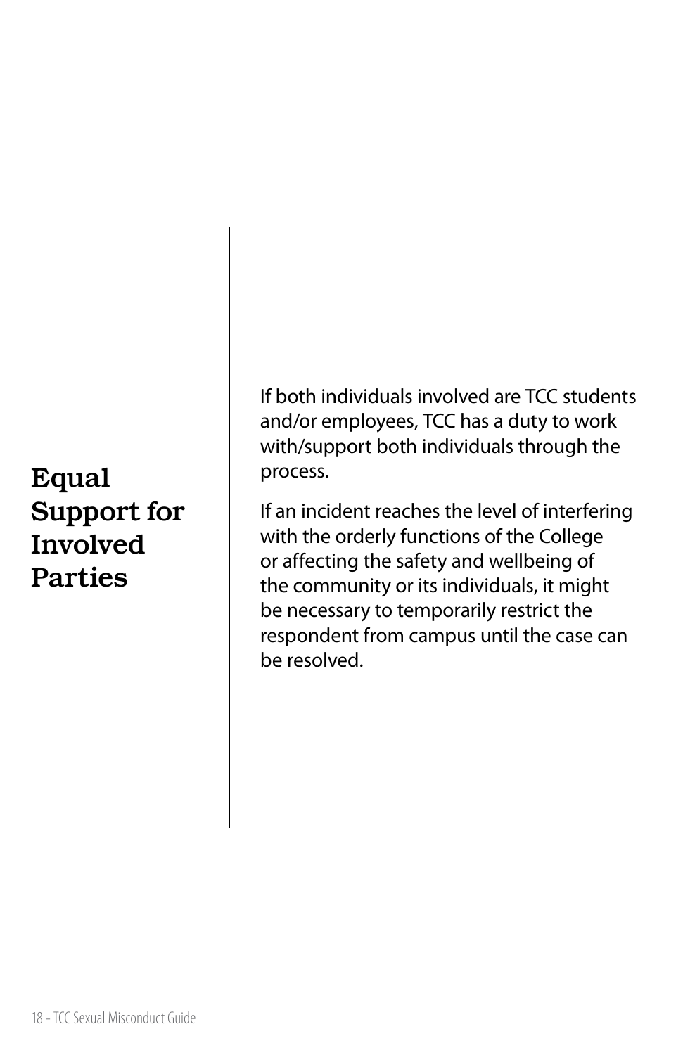## Equal Support for Involved Parties

If both individuals involved are TCC students and/or employees, TCC has a duty to work with/support both individuals through the process.

If an incident reaches the level of interfering with the orderly functions of the College or affecting the safety and wellbeing of the community or its individuals, it might be necessary to temporarily restrict the respondent from campus until the case can be resolved.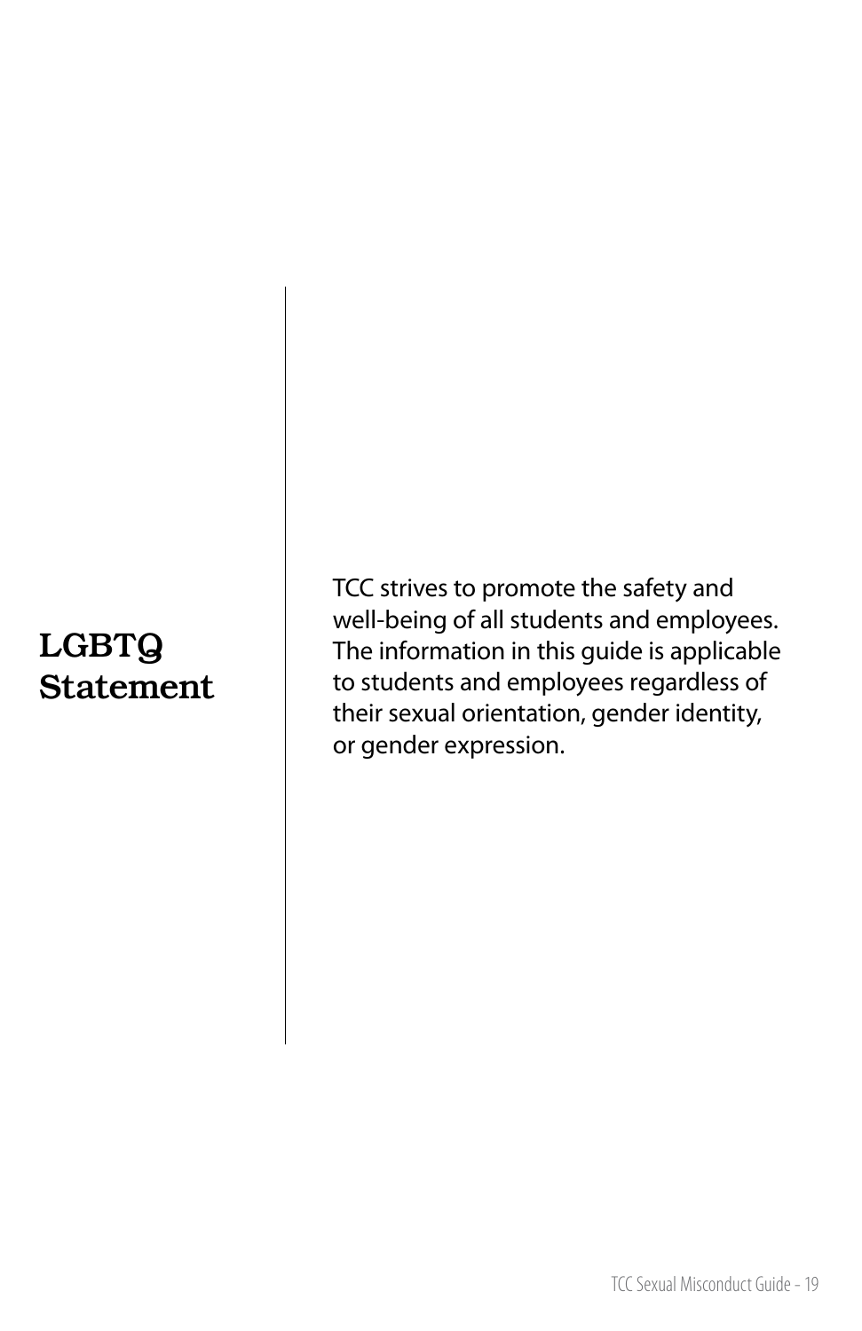## LGBTQ Statement

TCC strives to promote the safety and well-being of all students and employees. The information in this guide is applicable to students and employees regardless of their sexual orientation, gender identity, or gender expression.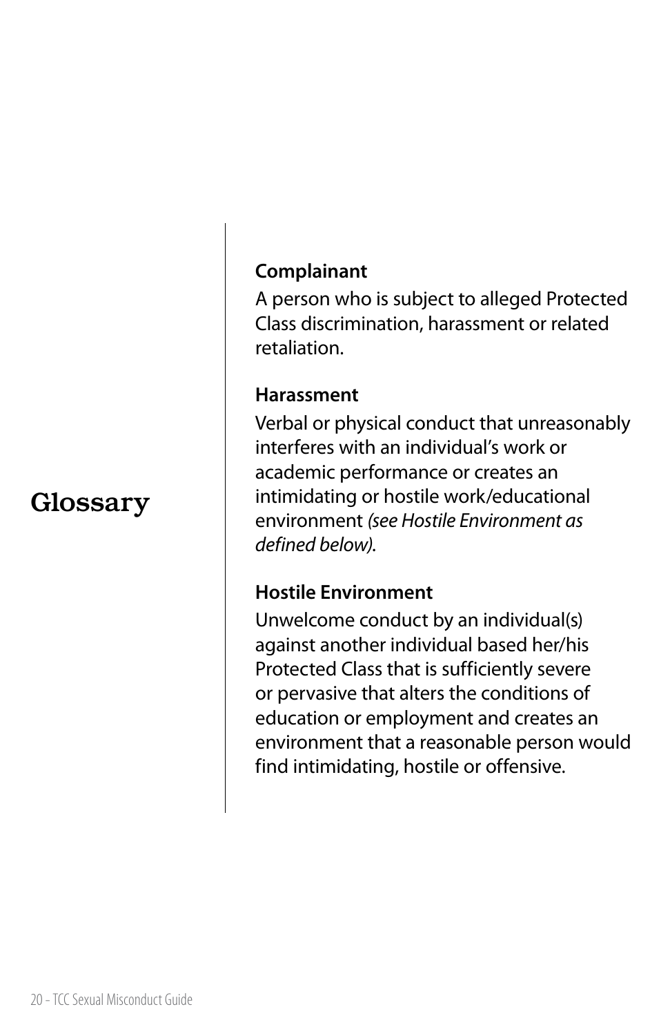# Glossary

**Complainant**

A person who is subject to alleged Protected Class discrimination, harassment or related retaliation.

**Harassment**

Verbal or physical conduct that unreasonably interferes with an individual's work or academic performance or creates an intimidating or hostile work/educational environment *(see Hostile Environment as defined below)*.

**Hostile Environment**

Unwelcome conduct by an individual(s) against another individual based her/his Protected Class that is sufficiently severe or pervasive that alters the conditions of education or employment and creates an environment that a reasonable person would find intimidating, hostile or offensive.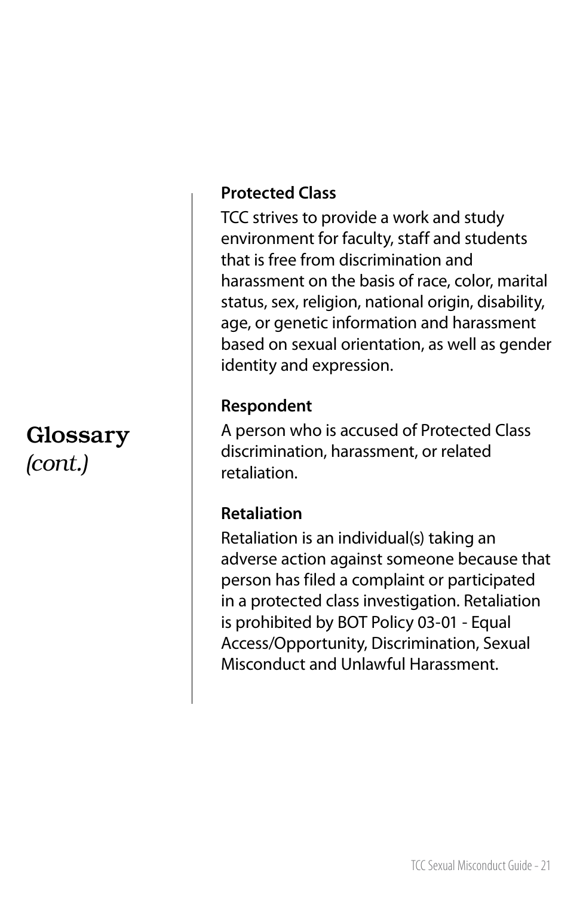# Glossary *(cont.)*

### Protected Class

TCC strives to provide a work and study environment for faculty, staff and students that is free from discrimination and harassment on the basis of race, color, marital status, sex, religion, national origin, disability, age, or genetic information and harassment based on sexual orientation, as well as gender identity and expression.

### Respondent

A person who is accused of Protected Class discrimination, harassment, or related retaliation.

### Retaliation

Retaliation is an individual(s) taking an adverse action against someone because that person has filed a complaint or participated in a protected class investigation. Retaliation is prohibited by BOT Policy 03-01 - Equal Access/Opportunity, Discrimination, Sexual Misconduct and Unlawful Harassment.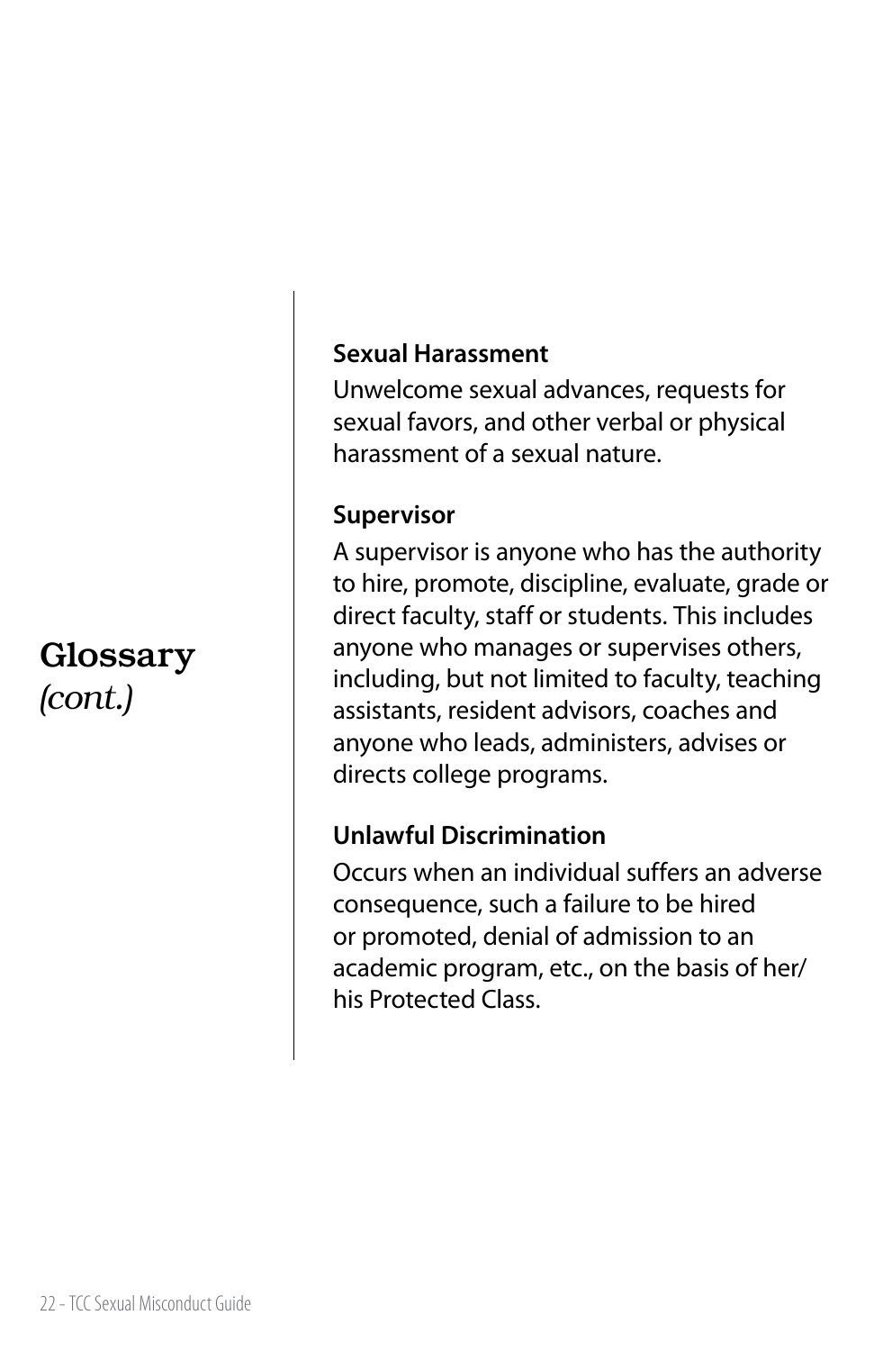# Glossary *(cont.)*

**Sexual Harassment**

Unwelcome sexual advances, requests for sexual favors, and other verbal or physical harassment of a sexual nature.

**Supervisor**

A supervisor is anyone who has the authority to hire, promote, discipline, evaluate, grade or direct faculty, staff or students. This includes anyone who manages or supervises others, including, but not limited to faculty, teaching assistants, resident advisors, coaches and anyone who leads, administers, advises or directs college programs.

**Unlawful Discrimination**

Occurs when an individual suffers an adverse consequence, such a failure to be hired or promoted, denial of admission to an academic program, etc., on the basis of her/his Protected Class.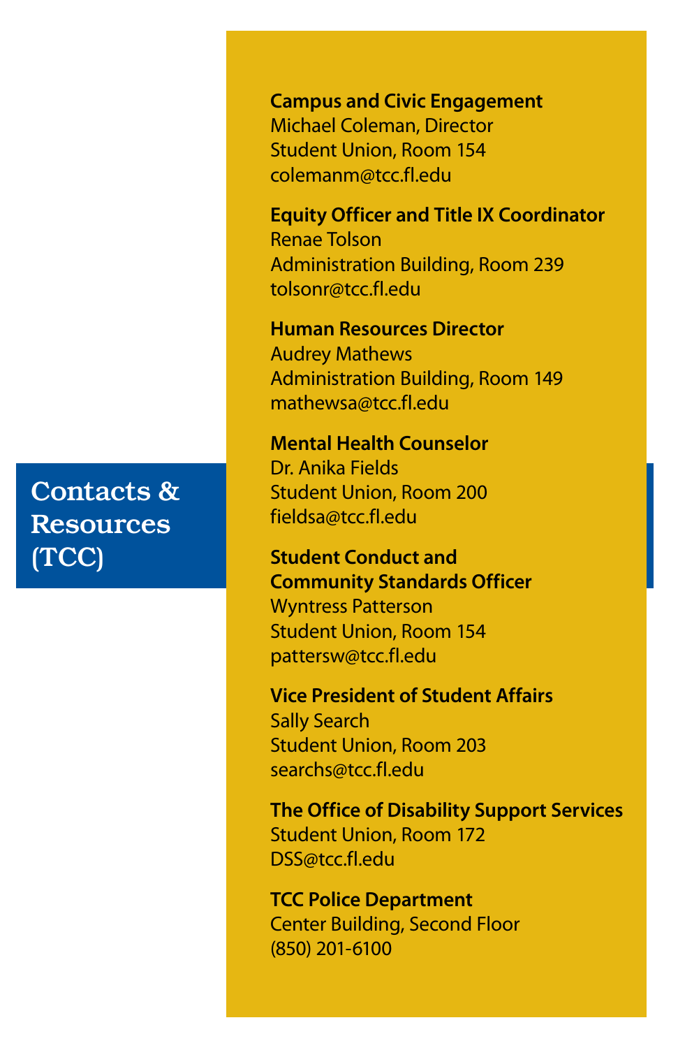# Contacts & Resources (TCC)

**Campus and Civic Engagement**
Michael Coleman, Director
Student Union, Room 154
colemanm@tcc.fl.edu

**Equity Officer and Title IX Coordinator**
Renae Tolson
Administration Building, Room 239
tolsonr@tcc.fl.edu

**Human Resources Director**
Audrey Mathews
Administration Building, Room 149
mathewsa@tcc.fl.edu

**Mental Health Counselor**
Dr. Anika Fields
Student Union, Room 200
fieldsa@tcc.fl.edu

**Student Conduct and Community Standards Officer**
Wyntress Patterson
Student Union, Room 154
pattersw@tcc.fl.edu

**Vice President of Student Affairs**
Sally Search
Student Union, Room 203
searchs@tcc.fl.edu

**The Office of Disability Support Services**
Student Union, Room 172
DSS@tcc.fl.edu

**TCC Police Department**
Center Building, Second Floor
(850) 201-6100